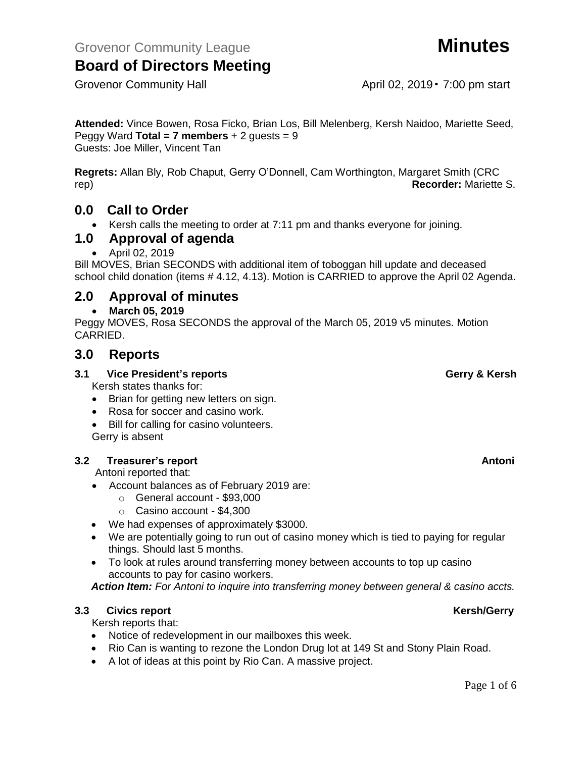Grovenor Community League **Minutes**

# Board of Directors Meeting

Grovenor Community Hall April 02, 2019 ▪ 7:00 pm start

**Attended:** Vince Bowen, Rosa Ficko, Brian Los, Bill Melenberg, Kersh Naidoo, Mariette Seed, Peggy Ward **Total = 7 members** + 2 guests = 9
Guests: Joe Miller, Vincent Tan

**Regrets:** Allan Bly, Rob Chaput, Gerry O'Donnell, Cam Worthington, Margaret Smith (CRC rep) **Recorder:** Mariette S.

## 0.0 Call to Order

- Kersh calls the meeting to order at 7:11 pm and thanks everyone for joining.

## 1.0 Approval of agenda

- April 02, 2019

Bill MOVES, Brian SECONDS with additional item of toboggan hill update and deceased school child donation (items # 4.12, 4.13). Motion is CARRIED to approve the April 02 Agenda.

## 2.0 Approval of minutes

- **March 05, 2019**

Peggy MOVES, Rosa SECONDS the approval of the March 05, 2019 v5 minutes. Motion CARRIED.

## 3.0 Reports

### 3.1 Vice President's reports — Gerry & Kersh

Kersh states thanks for:

- Brian for getting new letters on sign.
- Rosa for soccer and casino work.
- Bill for calling for casino volunteers.

Gerry is absent

### 3.2 Treasurer's report — Antoni

Antoni reported that:

- Account balances as of February 2019 are:
  - General account - $93,000
  - Casino account - $4,300
- We had expenses of approximately $3000.
- We are potentially going to run out of casino money which is tied to paying for regular things. Should last 5 months.
- To look at rules around transferring money between accounts to top up casino accounts to pay for casino workers.

***Action Item:*** *For Antoni to inquire into transferring money between general & casino accts.*

### 3.3 Civics report — Kersh/Gerry

Kersh reports that:

- Notice of redevelopment in our mailboxes this week.
- Rio Can is wanting to rezone the London Drug lot at 149 St and Stony Plain Road.
- A lot of ideas at this point by Rio Can. A massive project.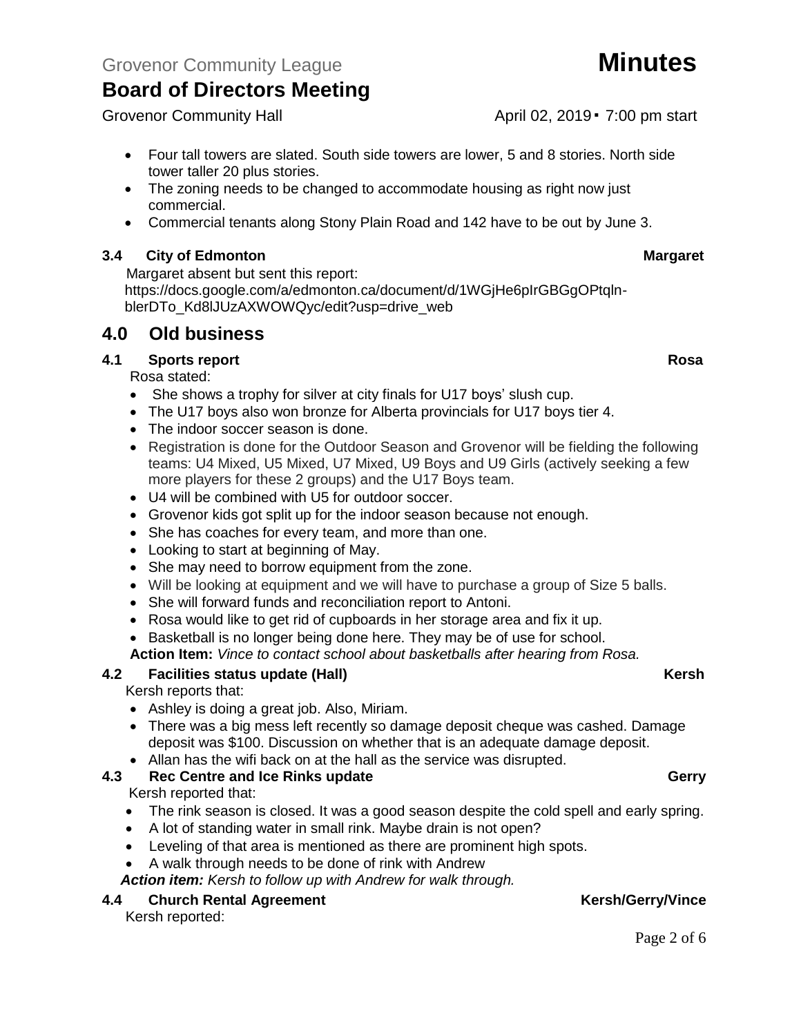- Four tall towers are slated. South side towers are lower, 5 and 8 stories. North side tower taller 20 plus stories.
- The zoning needs to be changed to accommodate housing as right now just commercial.
- Commercial tenants along Stony Plain Road and 142 have to be out by June 3.

### 3.4 City of Edmonton — Margaret

Margaret absent but sent this report: https://docs.google.com/a/edmonton.ca/document/d/1WGjHe6pIrGBGgOPtqln-blerDTo_Kd8lJUzAXWOWQyc/edit?usp=drive_web

## 4.0 Old business

### 4.1 Sports report — Rosa

Rosa stated:

- She shows a trophy for silver at city finals for U17 boys' slush cup.
- The U17 boys also won bronze for Alberta provincials for U17 boys tier 4.
- The indoor soccer season is done.
- Registration is done for the Outdoor Season and Grovenor will be fielding the following teams: U4 Mixed, U5 Mixed, U7 Mixed, U9 Boys and U9 Girls (actively seeking a few more players for these 2 groups) and the U17 Boys team.
- U4 will be combined with U5 for outdoor soccer.
- Grovenor kids got split up for the indoor season because not enough.
- She has coaches for every team, and more than one.
- Looking to start at beginning of May.
- She may need to borrow equipment from the zone.
- Will be looking at equipment and we will have to purchase a group of Size 5 balls.
- She will forward funds and reconciliation report to Antoni.
- Rosa would like to get rid of cupboards in her storage area and fix it up.
- Basketball is no longer being done here. They may be of use for school.

**Action Item:** *Vince to contact school about basketballs after hearing from Rosa.*

### 4.2 Facilities status update (Hall) — Kersh

Kersh reports that:

- Ashley is doing a great job. Also, Miriam.
- There was a big mess left recently so damage deposit cheque was cashed. Damage deposit was $100. Discussion on whether that is an adequate damage deposit.
- Allan has the wifi back on at the hall as the service was disrupted.

### 4.3 Rec Centre and Ice Rinks update — Gerry

Kersh reported that:

- The rink season is closed. It was a good season despite the cold spell and early spring.
- A lot of standing water in small rink. Maybe drain is not open?
- Leveling of that area is mentioned as there are prominent high spots.
- A walk through needs to be done of rink with Andrew

***Action item:*** *Kersh to follow up with Andrew for walk through.*

### 4.4 Church Rental Agreement — Kersh/Gerry/Vince

Kersh reported: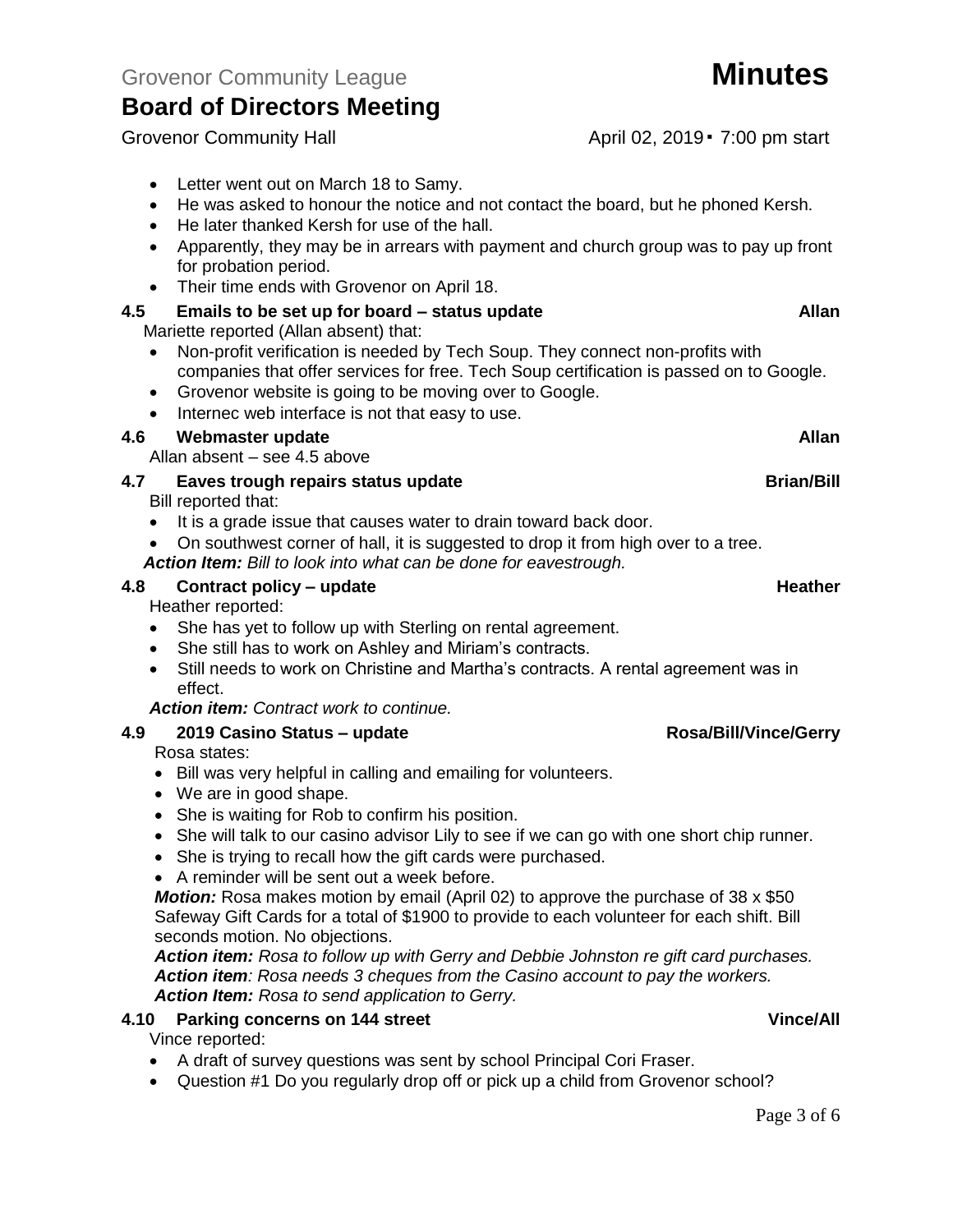- Letter went out on March 18 to Samy.
- He was asked to honour the notice and not contact the board, but he phoned Kersh.
- He later thanked Kersh for use of the hall.
- Apparently, they may be in arrears with payment and church group was to pay up front for probation period.
- Their time ends with Grovenor on April 18.

### 4.5 Emails to be set up for board – status update — Allan

Mariette reported (Allan absent) that:

- Non-profit verification is needed by Tech Soup. They connect non-profits with companies that offer services for free. Tech Soup certification is passed on to Google.
- Grovenor website is going to be moving over to Google.
- Internec web interface is not that easy to use.

### 4.6 Webmaster update — Allan

Allan absent – see 4.5 above

### 4.7 Eaves trough repairs status update — Brian/Bill

Bill reported that:

- It is a grade issue that causes water to drain toward back door.
- On southwest corner of hall, it is suggested to drop it from high over to a tree.

***Action Item:*** *Bill to look into what can be done for eavestrough.*

### 4.8 Contract policy – update — Heather

Heather reported:

- She has yet to follow up with Sterling on rental agreement.
- She still has to work on Ashley and Miriam's contracts.
- Still needs to work on Christine and Martha's contracts. A rental agreement was in effect.

***Action item:*** *Contract work to continue.*

### 4.9 2019 Casino Status – update — Rosa/Bill/Vince/Gerry

Rosa states:

- Bill was very helpful in calling and emailing for volunteers.
- We are in good shape.
- She is waiting for Rob to confirm his position.
- She will talk to our casino advisor Lily to see if we can go with one short chip runner.
- She is trying to recall how the gift cards were purchased.
- A reminder will be sent out a week before.

***Motion:*** Rosa makes motion by email (April 02) to approve the purchase of 38 x $50 Safeway Gift Cards for a total of $1900 to provide to each volunteer for each shift. Bill seconds motion. No objections.

***Action item:*** *Rosa to follow up with Gerry and Debbie Johnston re gift card purchases.*
***Action item****: Rosa needs 3 cheques from the Casino account to pay the workers.*
***Action Item:*** *Rosa to send application to Gerry.*

### 4.10 Parking concerns on 144 street — Vince/All

Vince reported:

- A draft of survey questions was sent by school Principal Cori Fraser.
- Question #1 Do you regularly drop off or pick up a child from Grovenor school?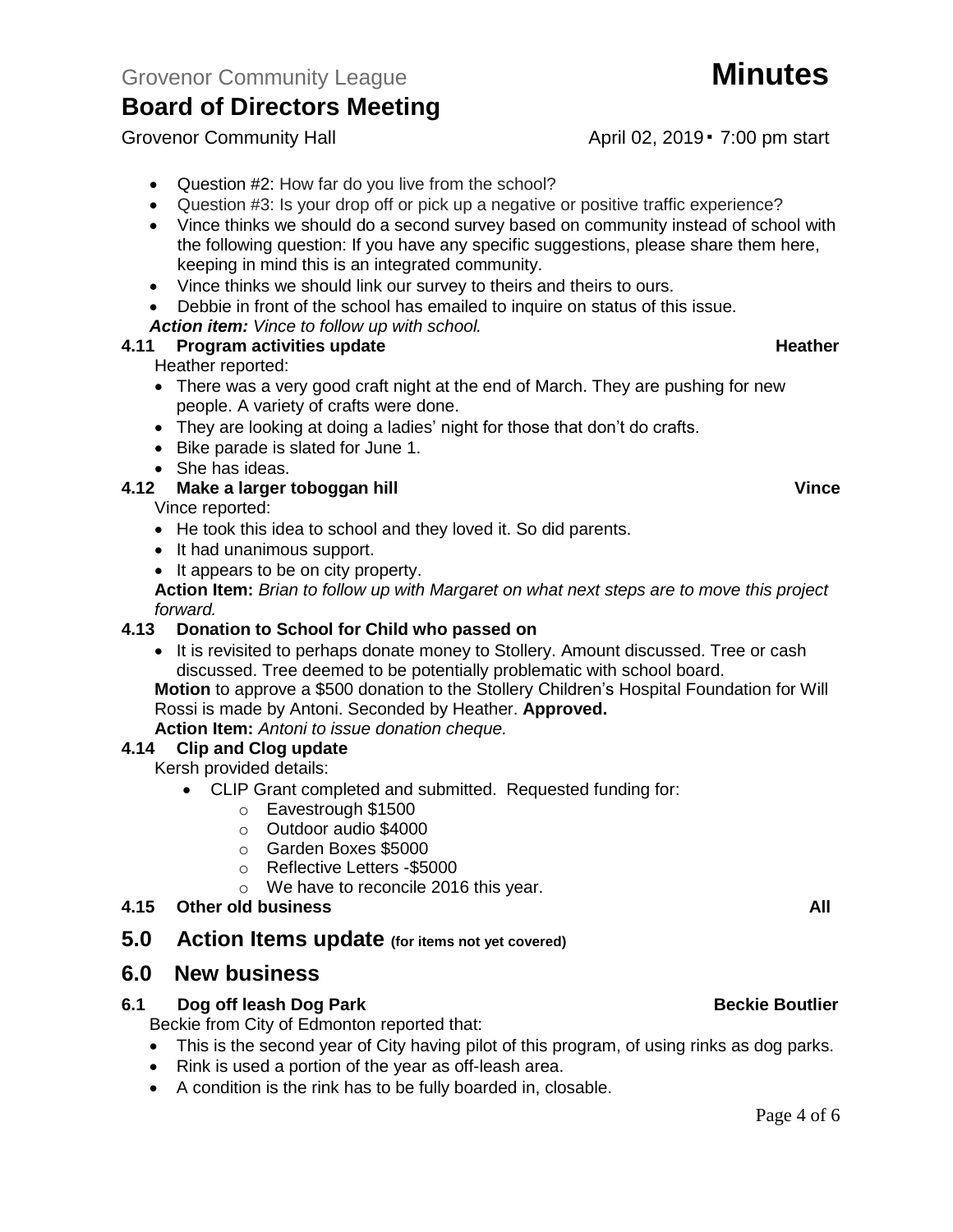- Question #2: How far do you live from the school?
- Question #3: Is your drop off or pick up a negative or positive traffic experience?
- Vince thinks we should do a second survey based on community instead of school with the following question: If you have any specific suggestions, please share them here, keeping in mind this is an integrated community.
- Vince thinks we should link our survey to theirs and theirs to ours.
- Debbie in front of the school has emailed to inquire on status of this issue.

***Action item:*** *Vince to follow up with school.*

### 4.11 Program activities update — Heather

Heather reported:

- There was a very good craft night at the end of March. They are pushing for new people. A variety of crafts were done.
- They are looking at doing a ladies' night for those that don't do crafts.
- Bike parade is slated for June 1.
- She has ideas.

### 4.12 Make a larger toboggan hill — Vince

Vince reported:

- He took this idea to school and they loved it. So did parents.
- It had unanimous support.
- It appears to be on city property.

**Action Item:** *Brian to follow up with Margaret on what next steps are to move this project forward.*

### 4.13 Donation to School for Child who passed on

- It is revisited to perhaps donate money to Stollery. Amount discussed. Tree or cash discussed. Tree deemed to be potentially problematic with school board.

**Motion** to approve a $500 donation to the Stollery Children's Hospital Foundation for Will Rossi is made by Antoni. Seconded by Heather. **Approved.**

**Action Item:** *Antoni to issue donation cheque.*

### 4.14 Clip and Clog update

Kersh provided details:

- CLIP Grant completed and submitted. Requested funding for:
  - Eavestrough $1500
  - Outdoor audio $4000
  - Garden Boxes $5000
  - Reflective Letters -$5000
  - We have to reconcile 2016 this year.

### 4.15 Other old business — All

## 5.0 Action Items update (for items not yet covered)

## 6.0 New business

### 6.1 Dog off leash Dog Park — Beckie Boutlier

Beckie from City of Edmonton reported that:

- This is the second year of City having pilot of this program, of using rinks as dog parks.
- Rink is used a portion of the year as off-leash area.
- A condition is the rink has to be fully boarded in, closable.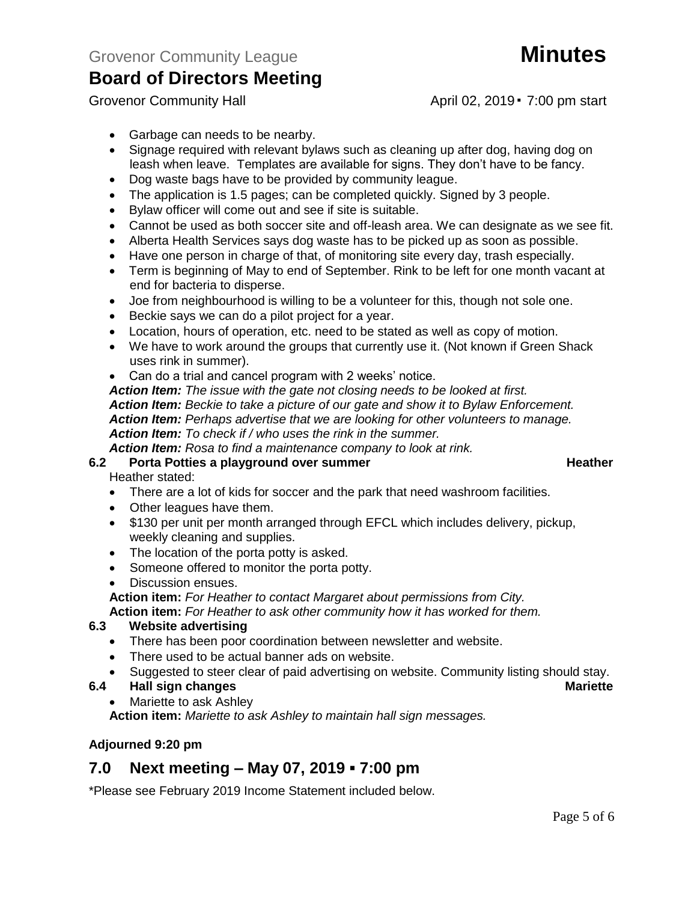- Garbage can needs to be nearby.
- Signage required with relevant bylaws such as cleaning up after dog, having dog on leash when leave. Templates are available for signs. They don't have to be fancy.
- Dog waste bags have to be provided by community league.
- The application is 1.5 pages; can be completed quickly. Signed by 3 people.
- Bylaw officer will come out and see if site is suitable.
- Cannot be used as both soccer site and off-leash area. We can designate as we see fit.
- Alberta Health Services says dog waste has to be picked up as soon as possible.
- Have one person in charge of that, of monitoring site every day, trash especially.
- Term is beginning of May to end of September. Rink to be left for one month vacant at end for bacteria to disperse.
- Joe from neighbourhood is willing to be a volunteer for this, though not sole one.
- Beckie says we can do a pilot project for a year.
- Location, hours of operation, etc. need to be stated as well as copy of motion.
- We have to work around the groups that currently use it. (Not known if Green Shack uses rink in summer).
- Can do a trial and cancel program with 2 weeks' notice.

***Action Item:*** *The issue with the gate not closing needs to be looked at first.*
***Action Item:*** *Beckie to take a picture of our gate and show it to Bylaw Enforcement.*
***Action Item:*** *Perhaps advertise that we are looking for other volunteers to manage.*
***Action Item:*** *To check if / who uses the rink in the summer.*
***Action Item:*** *Rosa to find a maintenance company to look at rink.*

### 6.2 Porta Potties a playground over summer — Heather

Heather stated:

- There are a lot of kids for soccer and the park that need washroom facilities.
- Other leagues have them.
- $130 per unit per month arranged through EFCL which includes delivery, pickup, weekly cleaning and supplies.
- The location of the porta potty is asked.
- Someone offered to monitor the porta potty.
- Discussion ensues.

**Action item:** *For Heather to contact Margaret about permissions from City.*
**Action item:** *For Heather to ask other community how it has worked for them.*

### 6.3 Website advertising

- There has been poor coordination between newsletter and website.
- There used to be actual banner ads on website.
- Suggested to steer clear of paid advertising on website. Community listing should stay.

### 6.4 Hall sign changes — Mariette

- Mariette to ask Ashley

**Action item:** *Mariette to ask Ashley to maintain hall sign messages.*

**Adjourned 9:20 pm**

## 7.0 Next meeting – May 07, 2019 ▪ 7:00 pm

*Please see February 2019 Income Statement included below.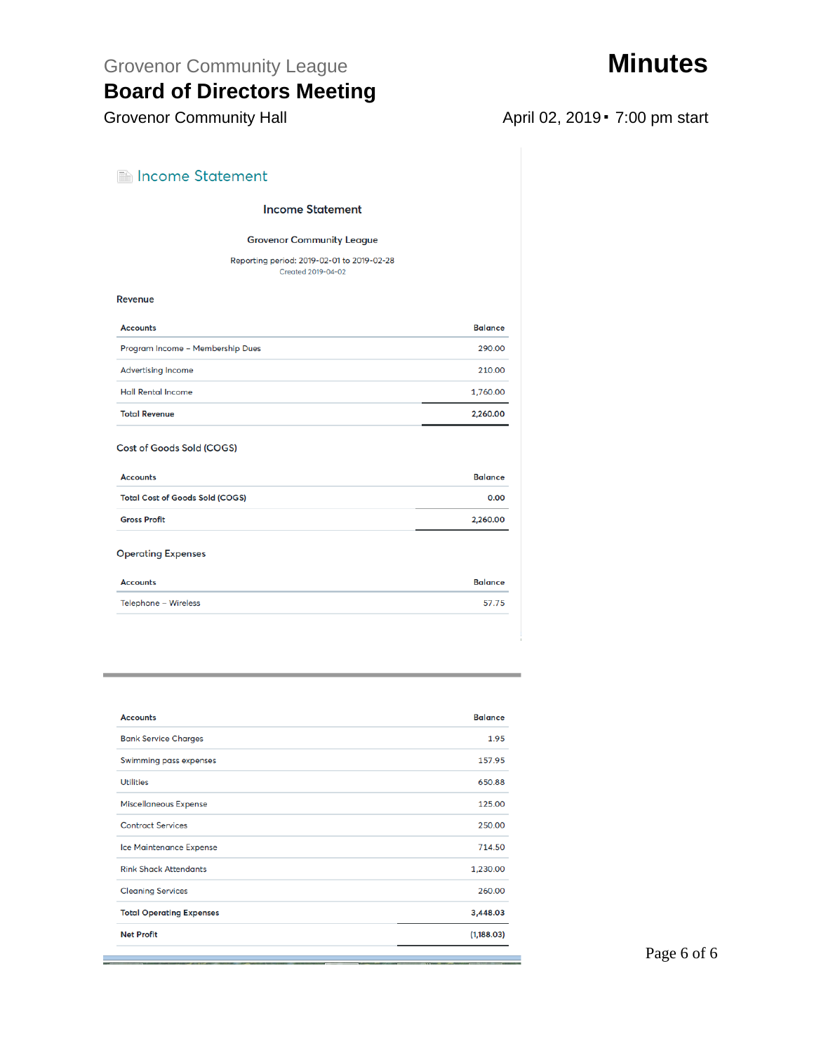## Income Statement

### Income Statement

**Grovenor Community League**

Reporting period: 2019-02-01 to 2019-02-28
Created 2019-04-02

#### Revenue

| Accounts | Balance |
|---|---|
| Program Income – Membership Dues | 290.00 |
| Advertising Income | 210.00 |
| Hall Rental Income | 1,760.00 |
| **Total Revenue** | **2,260.00** |

#### Cost of Goods Sold (COGS)

| Accounts | Balance |
|---|---|
| **Total Cost of Goods Sold (COGS)** | **0.00** |
| **Gross Profit** | **2,260.00** |

#### Operating Expenses

| Accounts | Balance |
|---|---|
| Telephone – Wireless | 57.75 |
| Bank Service Charges | 1.95 |
| Swimming pass expenses | 157.95 |
| Utilities | 650.88 |
| Miscellaneous Expense | 125.00 |
| Contract Services | 250.00 |
| Ice Maintenance Expense | 714.50 |
| Rink Shack Attendants | 1,230.00 |
| Cleaning Services | 260.00 |
| **Total Operating Expenses** | **3,448.03** |
| **Net Profit** | **(1,188.03)** |